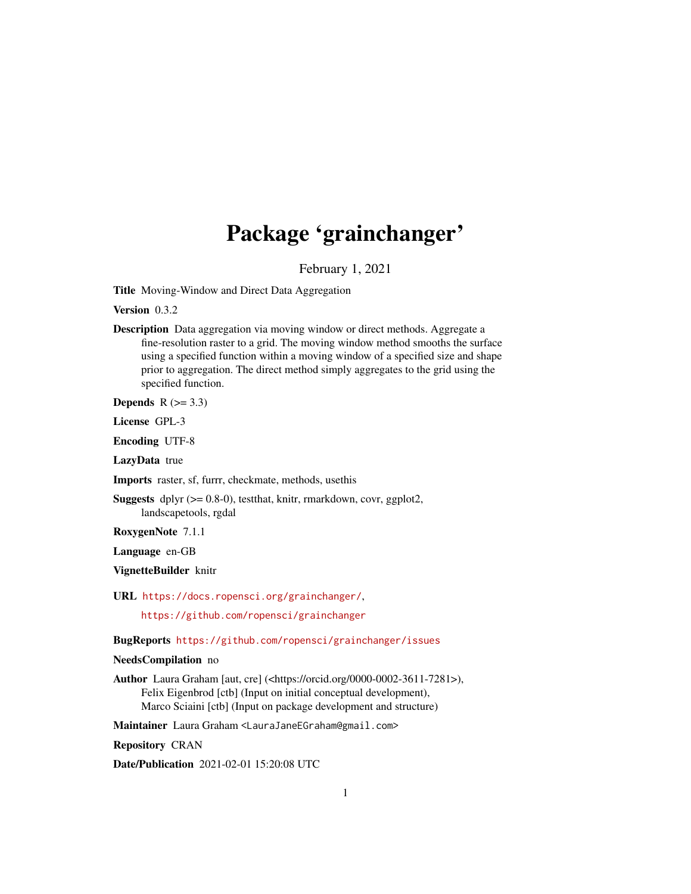# Package 'grainchanger'

February 1, 2021

**Title** Moving-Window and Direct Data Aggregation

**Version** 0.3.2

**Description** Data aggregation via moving window or direct methods. Aggregate a fine-resolution raster to a grid. The moving window method smooths the surface using a specified function within a moving window of a specified size and shape prior to aggregation. The direct method simply aggregates to the grid using the specified function.

**Depends** R (>= 3.3)

**License** GPL-3

**Encoding** UTF-8

**LazyData** true

**Imports** raster, sf, furrr, checkmate, methods, usethis

**Suggests** dplyr (>= 0.8-0), testthat, knitr, rmarkdown, covr, ggplot2, landscapetools, rgdal

**RoxygenNote** 7.1.1

**Language** en-GB

**VignetteBuilder** knitr

**URL** https://docs.ropensci.org/grainchanger/,

https://github.com/ropensci/grainchanger

**BugReports** https://github.com/ropensci/grainchanger/issues

**NeedsCompilation** no

**Author** Laura Graham [aut, cre] (<https://orcid.org/0000-0002-3611-7281>), Felix Eigenbrod [ctb] (Input on initial conceptual development), Marco Sciaini [ctb] (Input on package development and structure)

**Maintainer** Laura Graham <LauraJaneEGraham@gmail.com>

**Repository** CRAN

**Date/Publication** 2021-02-01 15:20:08 UTC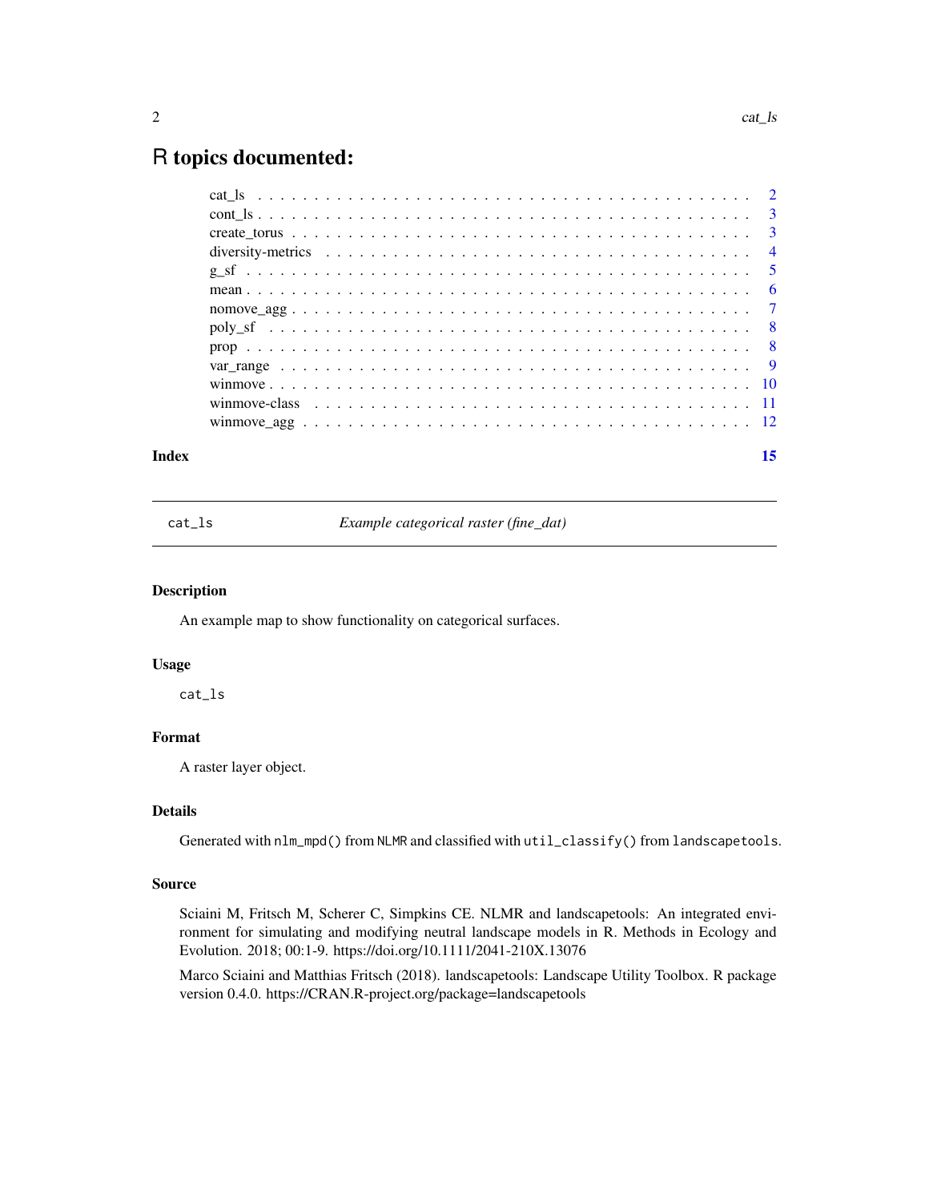# R topics documented:

| | |
|---|---|
| cat_ls | 2 |
| cont_ls | 3 |
| create_torus | 3 |
| diversity-metrics | 4 |
| g_sf | 5 |
| mean | 6 |
| nomove_agg | 7 |
| poly_sf | 8 |
| prop | 8 |
| var_range | 9 |
| winmove | 10 |
| winmove-class | 11 |
| winmove_agg | 12 |
| **Index** | **15** |

---

`cat_ls` *Example categorical raster (fine_dat)*

---

## Description

An example map to show functionality on categorical surfaces.

## Usage

```
cat_ls
```

## Format

A raster layer object.

## Details

Generated with `nlm_mpd()` from `NLMR` and classified with `util_classify()` from `landscapetools`.

## Source

Sciaini M, Fritsch M, Scherer C, Simpkins CE. NLMR and landscapetools: An integrated environment for simulating and modifying neutral landscape models in R. Methods in Ecology and Evolution. 2018; 00:1-9. https://doi.org/10.1111/2041-210X.13076

Marco Sciaini and Matthias Fritsch (2018). landscapetools: Landscape Utility Toolbox. R package version 0.4.0. https://CRAN.R-project.org/package=landscapetools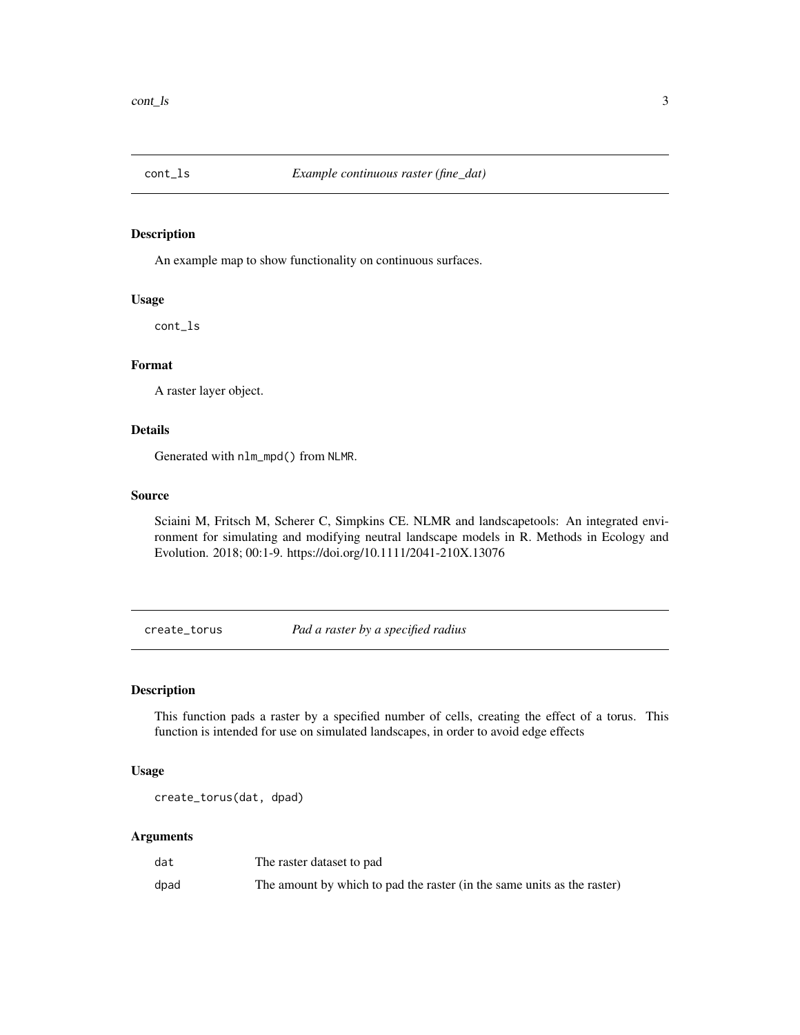## cont_ls — *Example continuous raster (fine_dat)*

### Description

An example map to show functionality on continuous surfaces.

### Usage

```
cont_ls
```

### Format

A raster layer object.

### Details

Generated with `nlm_mpd()` from `NLMR`.

### Source

Sciaini M, Fritsch M, Scherer C, Simpkins CE. NLMR and landscapetools: An integrated environment for simulating and modifying neutral landscape models in R. Methods in Ecology and Evolution. 2018; 00:1-9. https://doi.org/10.1111/2041-210X.13076

## create_torus — *Pad a raster by a specified radius*

### Description

This function pads a raster by a specified number of cells, creating the effect of a torus. This function is intended for use on simulated landscapes, in order to avoid edge effects

### Usage

```
create_torus(dat, dpad)
```

### Arguments

| | |
|---|---|
| `dat` | The raster dataset to pad |
| `dpad` | The amount by which to pad the raster (in the same units as the raster) |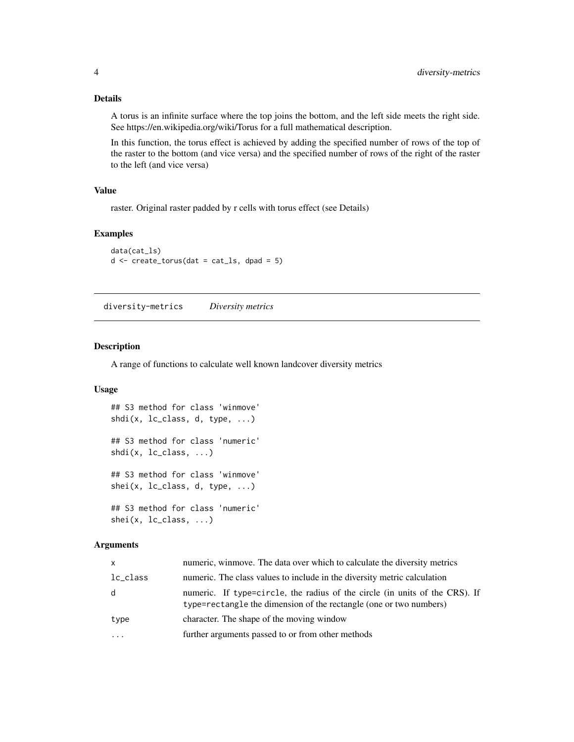### Details

A torus is an infinite surface where the top joins the bottom, and the left side meets the right side. See https://en.wikipedia.org/wiki/Torus for a full mathematical description.

In this function, the torus effect is achieved by adding the specified number of rows of the top of the raster to the bottom (and vice versa) and the specified number of rows of the right of the raster to the left (and vice versa)

### Value

raster. Original raster padded by r cells with torus effect (see Details)

### Examples

```
data(cat_ls)
d <- create_torus(dat = cat_ls, dpad = 5)
```

---

## diversity-metrics *Diversity metrics*

---

### Description

A range of functions to calculate well known landcover diversity metrics

### Usage

```
## S3 method for class 'winmove'
shdi(x, lc_class, d, type, ...)

## S3 method for class 'numeric'
shdi(x, lc_class, ...)

## S3 method for class 'winmove'
shei(x, lc_class, d, type, ...)

## S3 method for class 'numeric'
shei(x, lc_class, ...)
```

### Arguments

| | |
|---|---|
| x | numeric, winmove. The data over which to calculate the diversity metrics |
| lc_class | numeric. The class values to include in the diversity metric calculation |
| d | numeric. If `type=circle`, the radius of the circle (in units of the CRS). If `type=rectangle` the dimension of the rectangle (one or two numbers) |
| type | character. The shape of the moving window |
| ... | further arguments passed to or from other methods |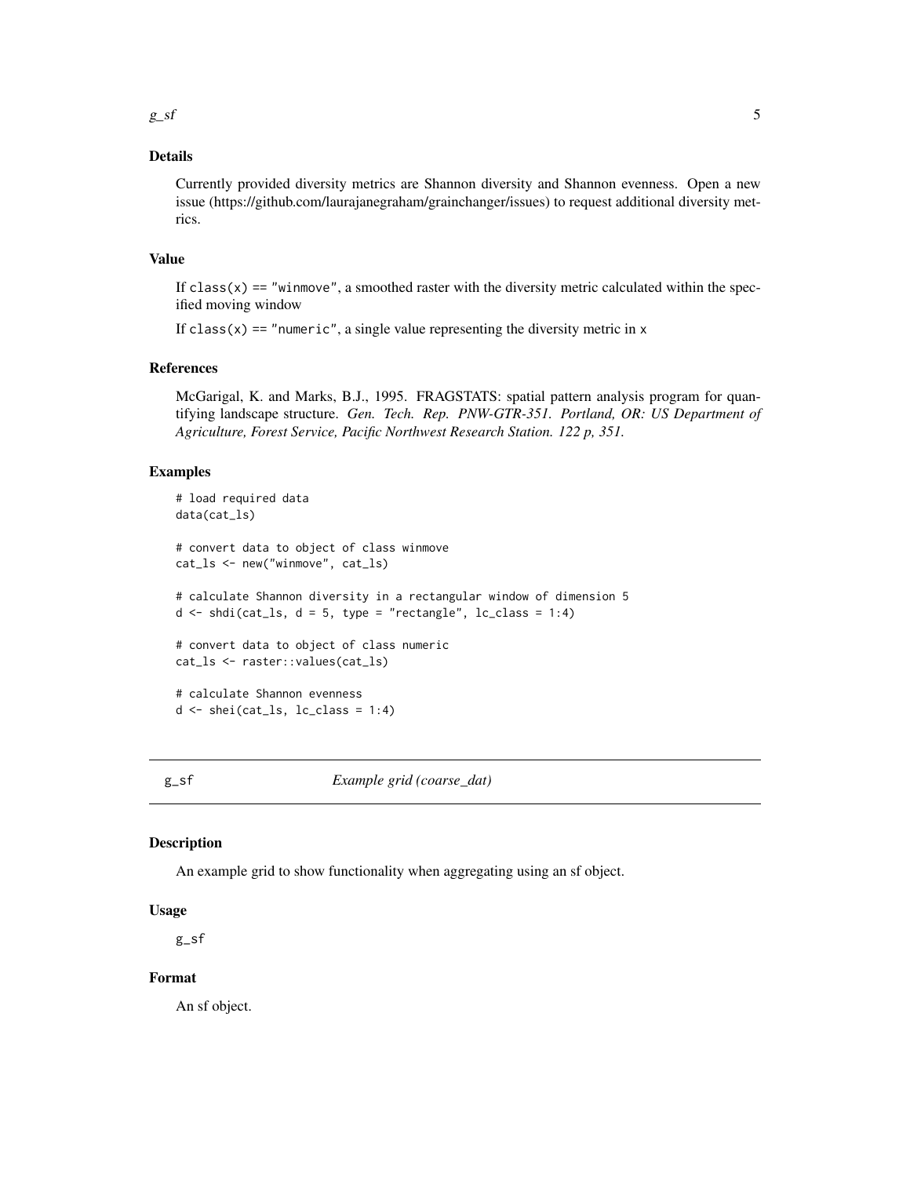### Details

Currently provided diversity metrics are Shannon diversity and Shannon evenness. Open a new issue (https://github.com/laurajanegraham/grainchanger/issues) to request additional diversity metrics.

### Value

If `class(x) == "winmove"`, a smoothed raster with the diversity metric calculated within the specified moving window

If `class(x) == "numeric"`, a single value representing the diversity metric in `x`

### References

McGarigal, K. and Marks, B.J., 1995. FRAGSTATS: spatial pattern analysis program for quantifying landscape structure. *Gen. Tech. Rep. PNW-GTR-351. Portland, OR: US Department of Agriculture, Forest Service, Pacific Northwest Research Station. 122 p, 351.*

### Examples

```
# load required data
data(cat_ls)

# convert data to object of class winmove
cat_ls <- new("winmove", cat_ls)

# calculate Shannon diversity in a rectangular window of dimension 5
d <- shdi(cat_ls, d = 5, type = "rectangle", lc_class = 1:4)

# convert data to object of class numeric
cat_ls <- raster::values(cat_ls)

# calculate Shannon evenness
d <- shei(cat_ls, lc_class = 1:4)
```

---

## g_sf — *Example grid (coarse_dat)*

### Description

An example grid to show functionality when aggregating using an sf object.

### Usage

```
g_sf
```

### Format

An sf object.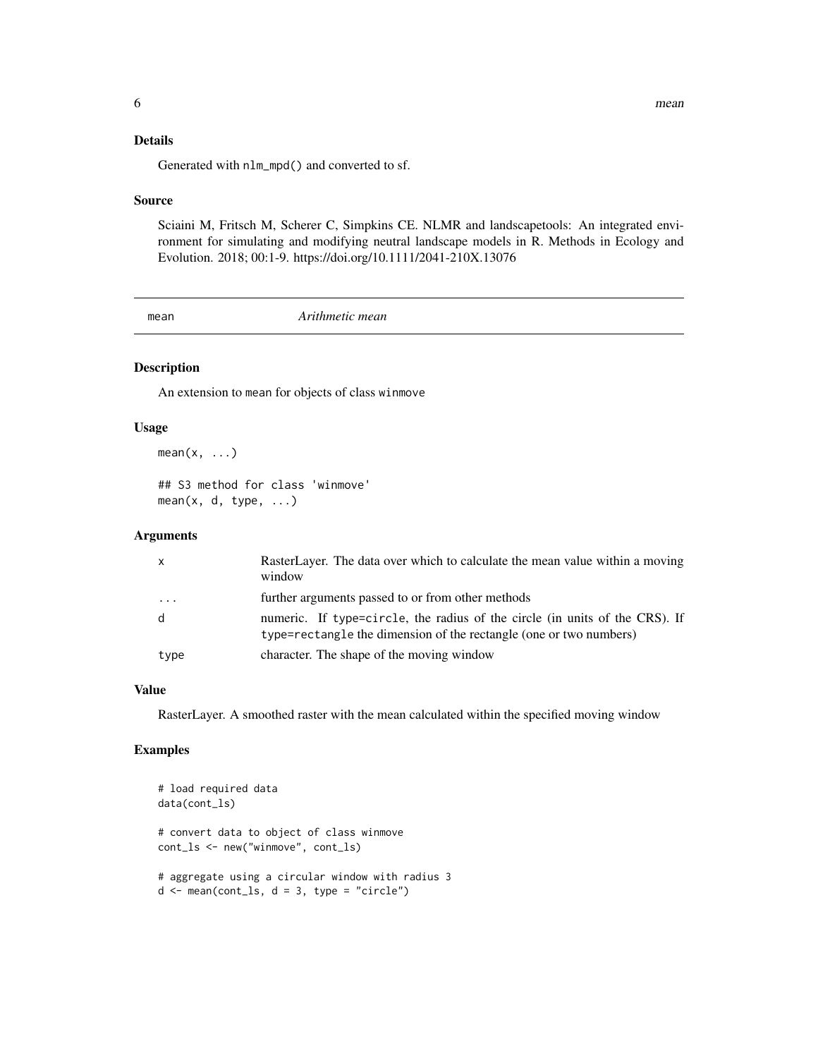## Details

Generated with `nlm_mpd()` and converted to sf.

## Source

Sciaini M, Fritsch M, Scherer C, Simpkins CE. NLMR and landscapetools: An integrated environment for simulating and modifying neutral landscape models in R. Methods in Ecology and Evolution. 2018; 00:1-9. https://doi.org/10.1111/2041-210X.13076

---

# mean — *Arithmetic mean*

---

## Description

An extension to `mean` for objects of class `winmove`

## Usage

```
mean(x, ...)

## S3 method for class 'winmove'
mean(x, d, type, ...)
```

## Arguments

| | |
|---|---|
| x | RasterLayer. The data over which to calculate the mean value within a moving window |
| ... | further arguments passed to or from other methods |
| d | numeric. If `type=circle`, the radius of the circle (in units of the CRS). If `type=rectangle` the dimension of the rectangle (one or two numbers) |
| type | character. The shape of the moving window |

## Value

RasterLayer. A smoothed raster with the mean calculated within the specified moving window

## Examples

```
# load required data
data(cont_ls)

# convert data to object of class winmove
cont_ls <- new("winmove", cont_ls)

# aggregate using a circular window with radius 3
d <- mean(cont_ls, d = 3, type = "circle")
```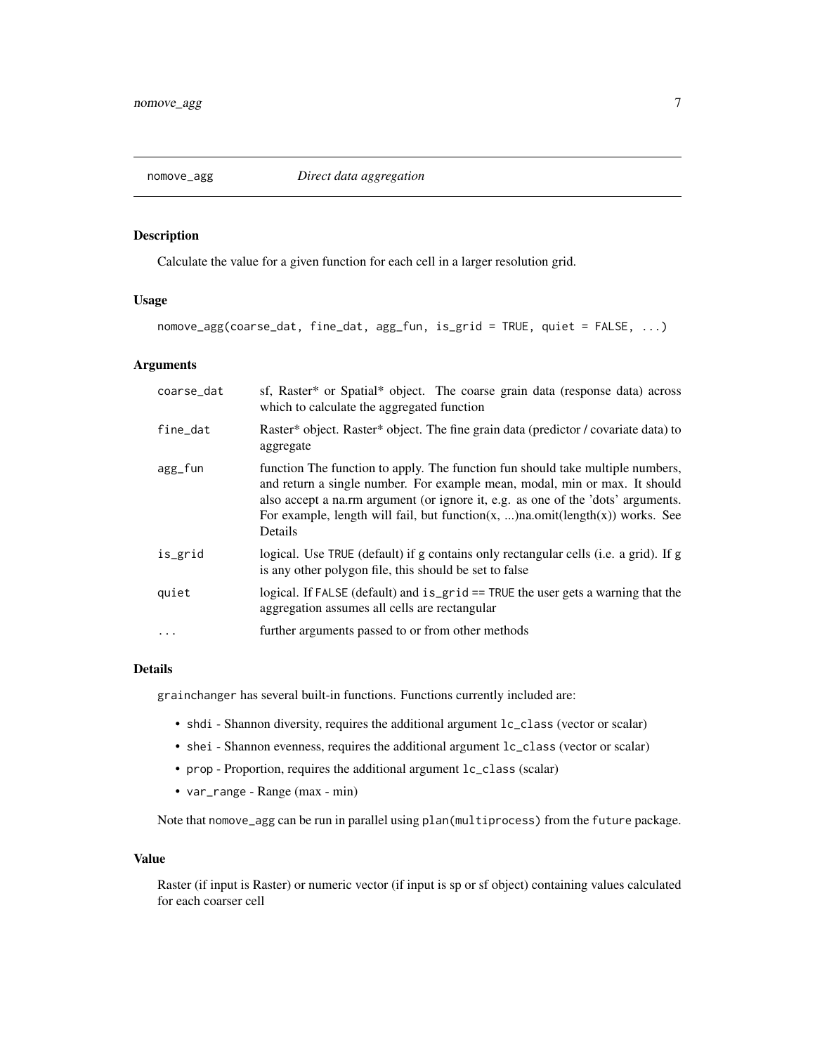## nomove_agg — *Direct data aggregation*

### Description

Calculate the value for a given function for each cell in a larger resolution grid.

### Usage

```
nomove_agg(coarse_dat, fine_dat, agg_fun, is_grid = TRUE, quiet = FALSE, ...)
```

### Arguments

| Argument | Description |
| --- | --- |
| `coarse_dat` | sf, Raster* or Spatial* object. The coarse grain data (response data) across which to calculate the aggregated function |
| `fine_dat` | Raster* object. Raster* object. The fine grain data (predictor / covariate data) to aggregate |
| `agg_fun` | function The function to apply. The function fun should take multiple numbers, and return a single number. For example mean, modal, min or max. It should also accept a na.rm argument (or ignore it, e.g. as one of the 'dots' arguments. For example, length will fail, but function(x, ...)na.omit(length(x)) works. See Details |
| `is_grid` | logical. Use `TRUE` (default) if `g` contains only rectangular cells (i.e. a grid). If `g` is any other polygon file, this should be set to false |
| `quiet` | logical. If `FALSE` (default) and `is_grid == TRUE` the user gets a warning that the aggregation assumes all cells are rectangular |
| `...` | further arguments passed to or from other methods |

### Details

`grainchanger` has several built-in functions. Functions currently included are:

- `shdi` - Shannon diversity, requires the additional argument `lc_class` (vector or scalar)
- `shei` - Shannon evenness, requires the additional argument `lc_class` (vector or scalar)
- `prop` - Proportion, requires the additional argument `lc_class` (scalar)
- `var_range` - Range (max - min)

Note that `nomove_agg` can be run in parallel using `plan(multiprocess)` from the `future` package.

### Value

Raster (if input is Raster) or numeric vector (if input is sp or sf object) containing values calculated for each coarser cell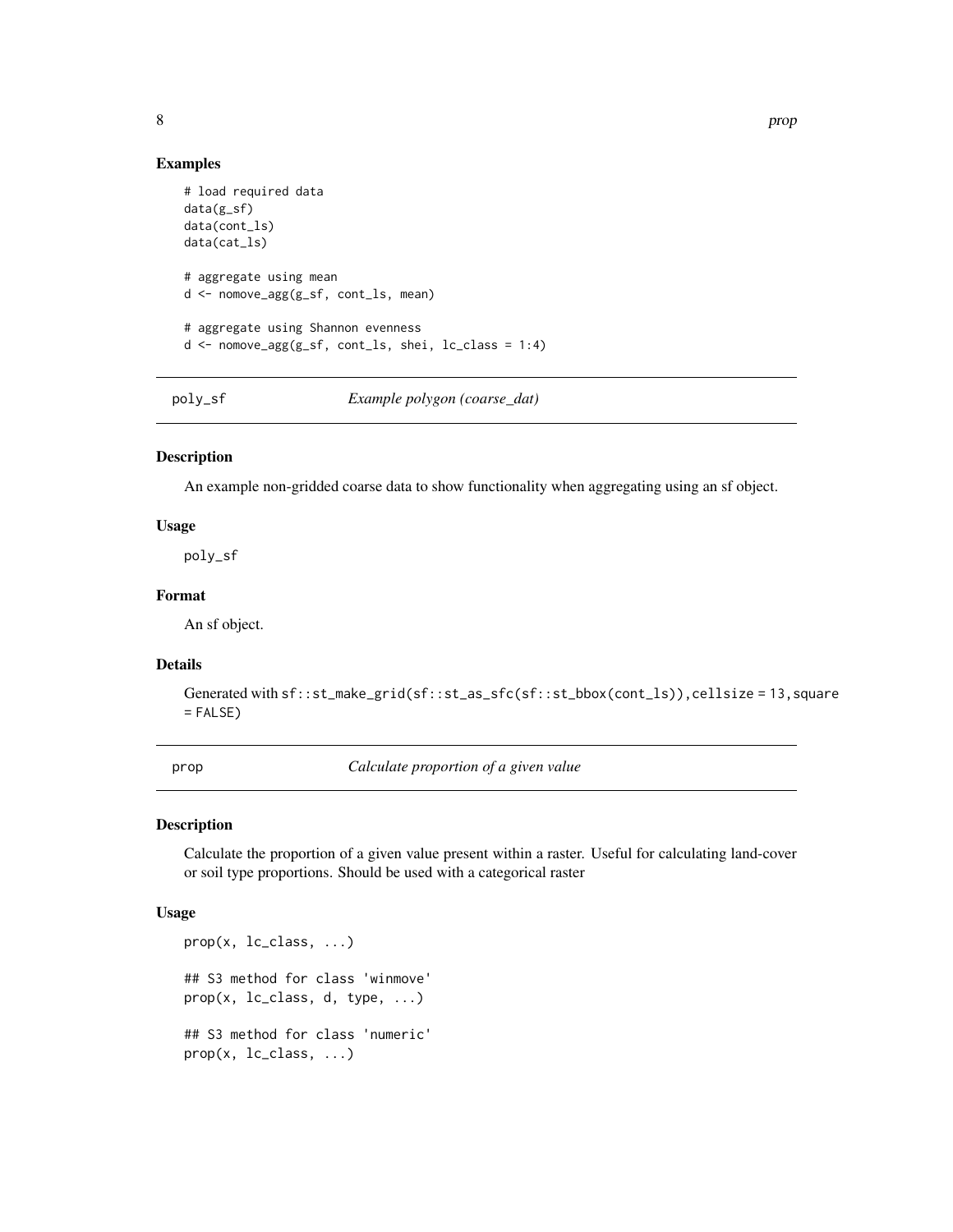## Examples

```
# load required data
data(g_sf)
data(cont_ls)
data(cat_ls)

# aggregate using mean
d <- nomove_agg(g_sf, cont_ls, mean)

# aggregate using Shannon evenness
d <- nomove_agg(g_sf, cont_ls, shei, lc_class = 1:4)
```

---

`poly_sf` *Example polygon (coarse_dat)*

---

## Description

An example non-gridded coarse data to show functionality when aggregating using an sf object.

## Usage

```
poly_sf
```

## Format

An sf object.

## Details

Generated with `sf::st_make_grid(sf::st_as_sfc(sf::st_bbox(cont_ls)),cellsize = 13,square = FALSE)`

---

`prop` *Calculate proportion of a given value*

---

## Description

Calculate the proportion of a given value present within a raster. Useful for calculating land-cover or soil type proportions. Should be used with a categorical raster

## Usage

```
prop(x, lc_class, ...)

## S3 method for class 'winmove'
prop(x, lc_class, d, type, ...)

## S3 method for class 'numeric'
prop(x, lc_class, ...)
```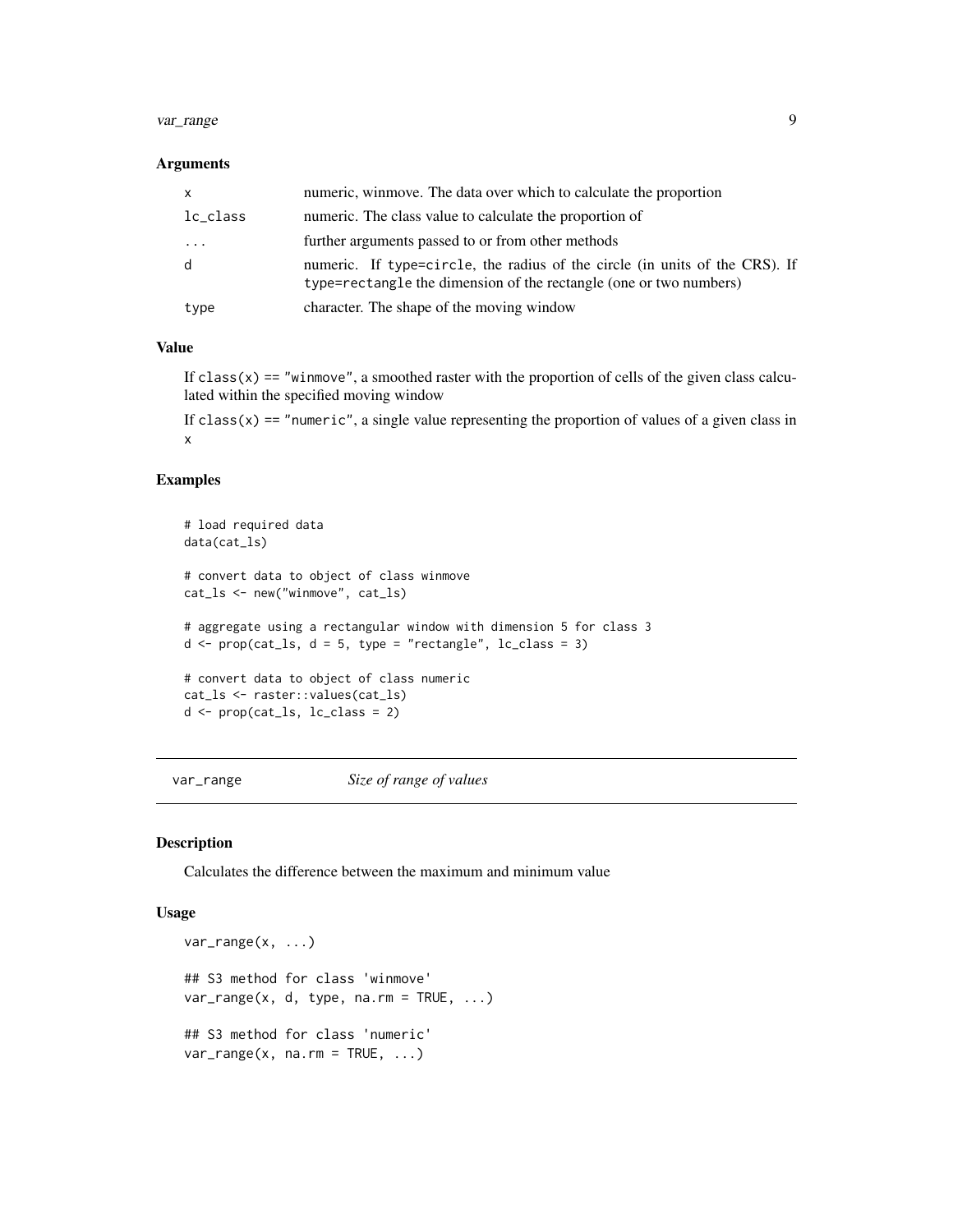### Arguments

| | |
|---|---|
| x | numeric, winmove. The data over which to calculate the proportion |
| lc_class | numeric. The class value to calculate the proportion of |
| ... | further arguments passed to or from other methods |
| d | numeric. If type=circle, the radius of the circle (in units of the CRS). If type=rectangle the dimension of the rectangle (one or two numbers) |
| type | character. The shape of the moving window |

### Value

If class(x) == "winmove", a smoothed raster with the proportion of cells of the given class calculated within the specified moving window

If class(x) == "numeric", a single value representing the proportion of values of a given class in x

### Examples

```
# load required data
data(cat_ls)

# convert data to object of class winmove
cat_ls <- new("winmove", cat_ls)

# aggregate using a rectangular window with dimension 5 for class 3
d <- prop(cat_ls, d = 5, type = "rectangle", lc_class = 3)

# convert data to object of class numeric
cat_ls <- raster::values(cat_ls)
d <- prop(cat_ls, lc_class = 2)
```

---

## var_range *Size of range of values*

### Description

Calculates the difference between the maximum and minimum value

### Usage

```
var_range(x, ...)

## S3 method for class 'winmove'
var_range(x, d, type, na.rm = TRUE, ...)

## S3 method for class 'numeric'
var_range(x, na.rm = TRUE, ...)
```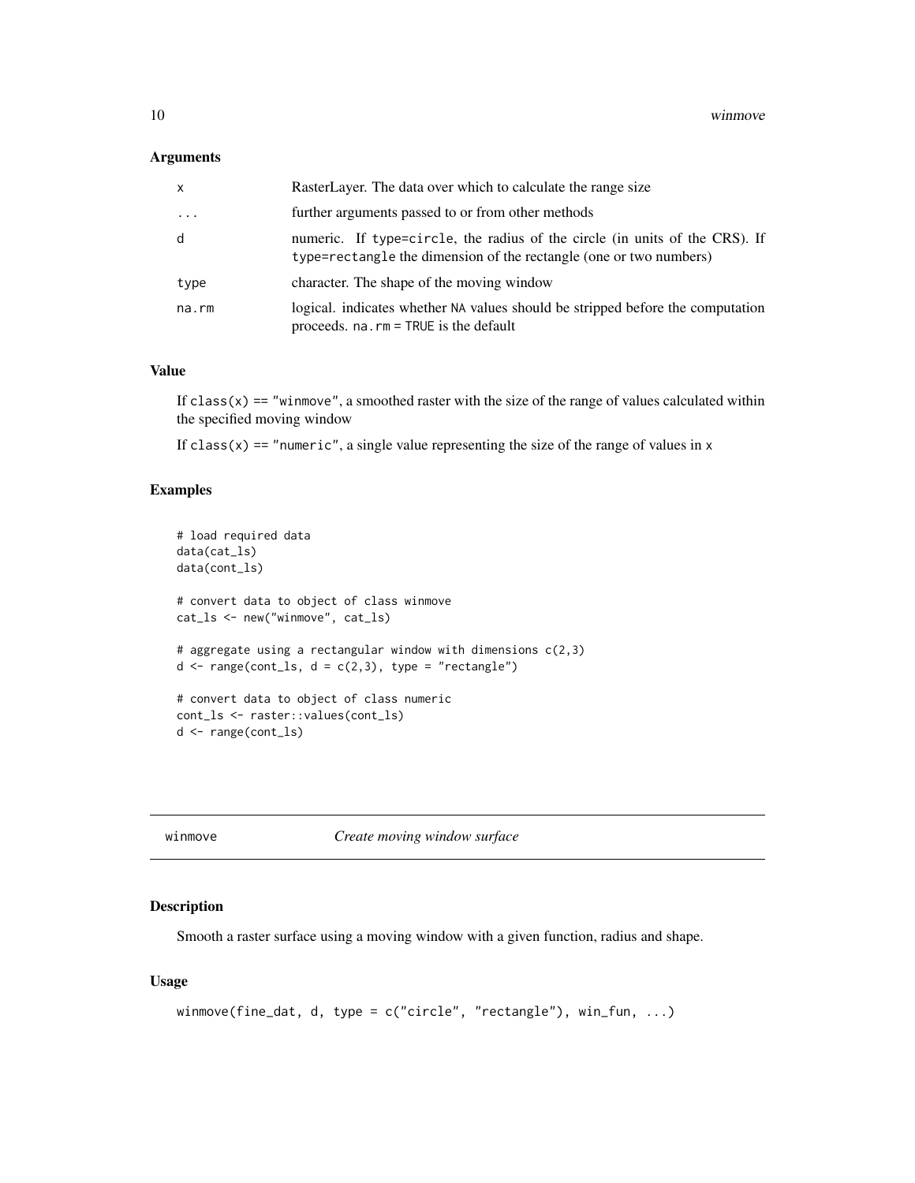### Arguments

| | |
|---|---|
| x | RasterLayer. The data over which to calculate the range size |
| ... | further arguments passed to or from other methods |
| d | numeric. If type=circle, the radius of the circle (in units of the CRS). If type=rectangle the dimension of the rectangle (one or two numbers) |
| type | character. The shape of the moving window |
| na.rm | logical. indicates whether NA values should be stripped before the computation proceeds. na.rm = TRUE is the default |

### Value

If class(x) == "winmove", a smoothed raster with the size of the range of values calculated within the specified moving window

If class(x) == "numeric", a single value representing the size of the range of values in x

### Examples

```
# load required data
data(cat_ls)
data(cont_ls)

# convert data to object of class winmove
cat_ls <- new("winmove", cat_ls)

# aggregate using a rectangular window with dimensions c(2,3)
d <- range(cont_ls, d = c(2,3), type = "rectangle")

# convert data to object of class numeric
cont_ls <- raster::values(cont_ls)
d <- range(cont_ls)
```

---

## winmove — *Create moving window surface*

### Description

Smooth a raster surface using a moving window with a given function, radius and shape.

### Usage

```
winmove(fine_dat, d, type = c("circle", "rectangle"), win_fun, ...)
```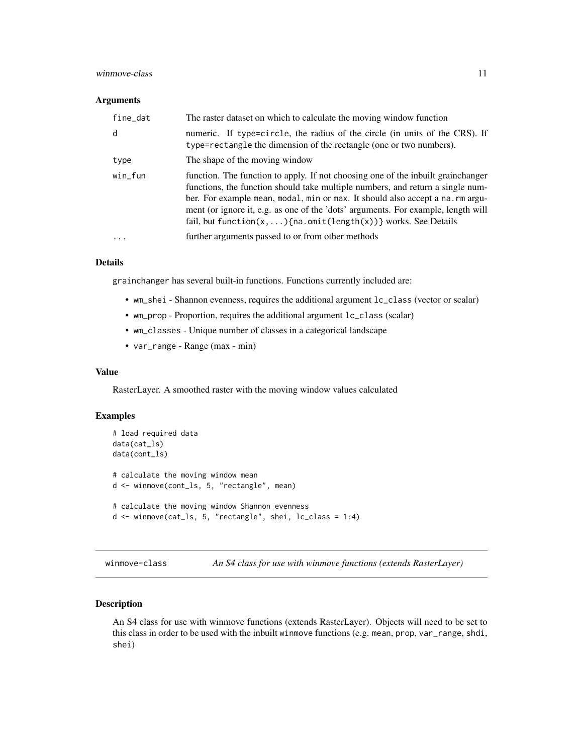### Arguments

| | |
|---|---|
| fine_dat | The raster dataset on which to calculate the moving window function |
| d | numeric. If type=circle, the radius of the circle (in units of the CRS). If type=rectangle the dimension of the rectangle (one or two numbers). |
| type | The shape of the moving window |
| win_fun | function. The function to apply. If not choosing one of the inbuilt grainchanger functions, the function should take multiple numbers, and return a single number. For example mean, modal, min or max. It should also accept a na.rm argument (or ignore it, e.g. as one of the 'dots' arguments. For example, length will fail, but function(x,...){na.omit(length(x))} works. See Details |
| ... | further arguments passed to or from other methods |

### Details

grainchanger has several built-in functions. Functions currently included are:

- wm_shei - Shannon evenness, requires the additional argument lc_class (vector or scalar)
- wm_prop - Proportion, requires the additional argument lc_class (scalar)
- wm_classes - Unique number of classes in a categorical landscape
- var_range - Range (max - min)

### Value

RasterLayer. A smoothed raster with the moving window values calculated

### Examples

```
# load required data
data(cat_ls)
data(cont_ls)

# calculate the moving window mean
d <- winmove(cont_ls, 5, "rectangle", mean)

# calculate the moving window Shannon evenness
d <- winmove(cat_ls, 5, "rectangle", shei, lc_class = 1:4)
```

---

## winmove-class *An S4 class for use with winmove functions (extends RasterLayer)*

---

### Description

An S4 class for use with winmove functions (extends RasterLayer). Objects will need to be set to this class in order to be used with the inbuilt winmove functions (e.g. mean, prop, var_range, shdi, shei)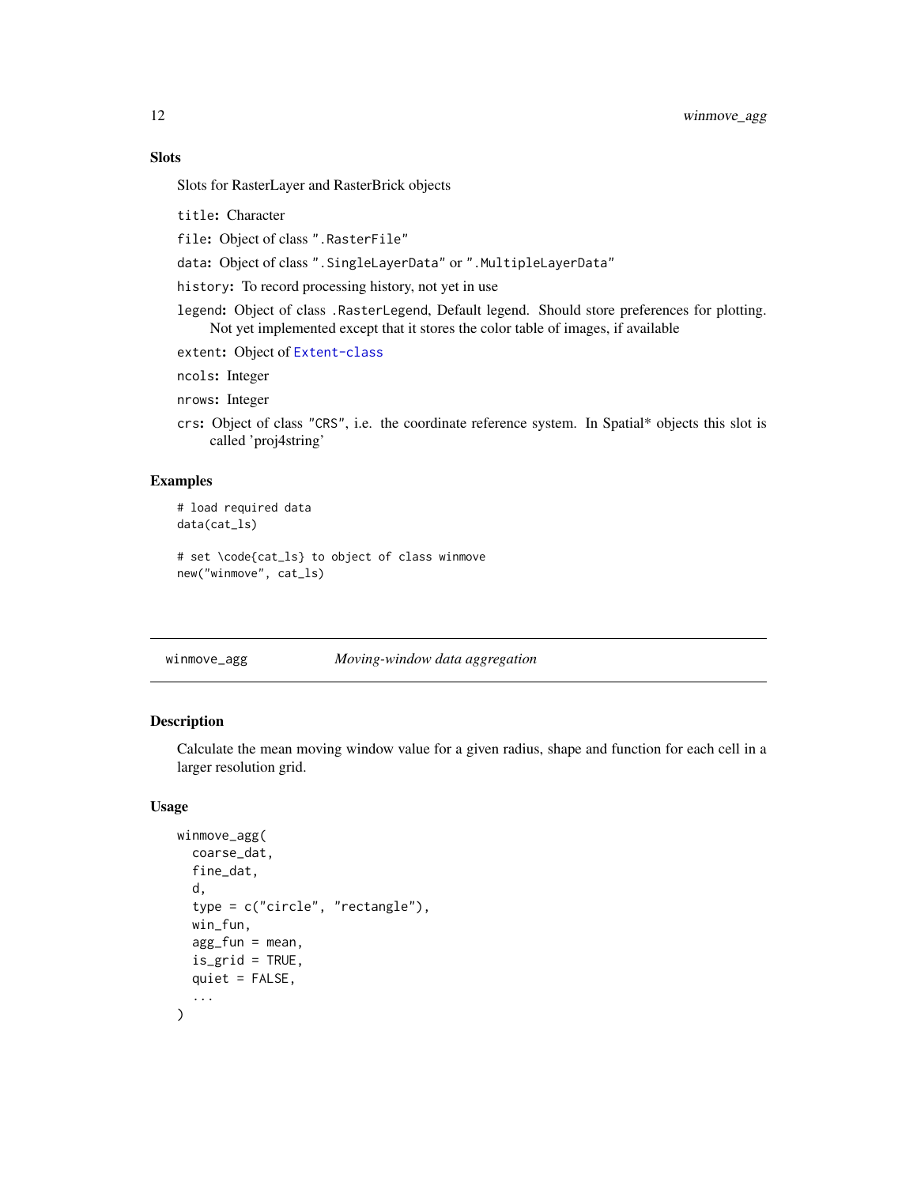### Slots

Slots for RasterLayer and RasterBrick objects

`title`: Character

`file`: Object of class `".RasterFile"`

`data`: Object of class `".SingleLayerData"` or `".MultipleLayerData"`

`history`: To record processing history, not yet in use

`legend`: Object of class .RasterLegend, Default legend. Should store preferences for plotting. Not yet implemented except that it stores the color table of images, if available

`extent`: Object of `Extent-class`

`ncols`: Integer

`nrows`: Integer

`crs`: Object of class `"CRS"`, i.e. the coordinate reference system. In Spatial* objects this slot is called 'proj4string'

### Examples

```
# load required data
data(cat_ls)

# set \code{cat_ls} to object of class winmove
new("winmove", cat_ls)
```

---

## winmove_agg — *Moving-window data aggregation*

---

### Description

Calculate the mean moving window value for a given radius, shape and function for each cell in a larger resolution grid.

### Usage

```
winmove_agg(
  coarse_dat,
  fine_dat,
  d,
  type = c("circle", "rectangle"),
  win_fun,
  agg_fun = mean,
  is_grid = TRUE,
  quiet = FALSE,
  ...
)
```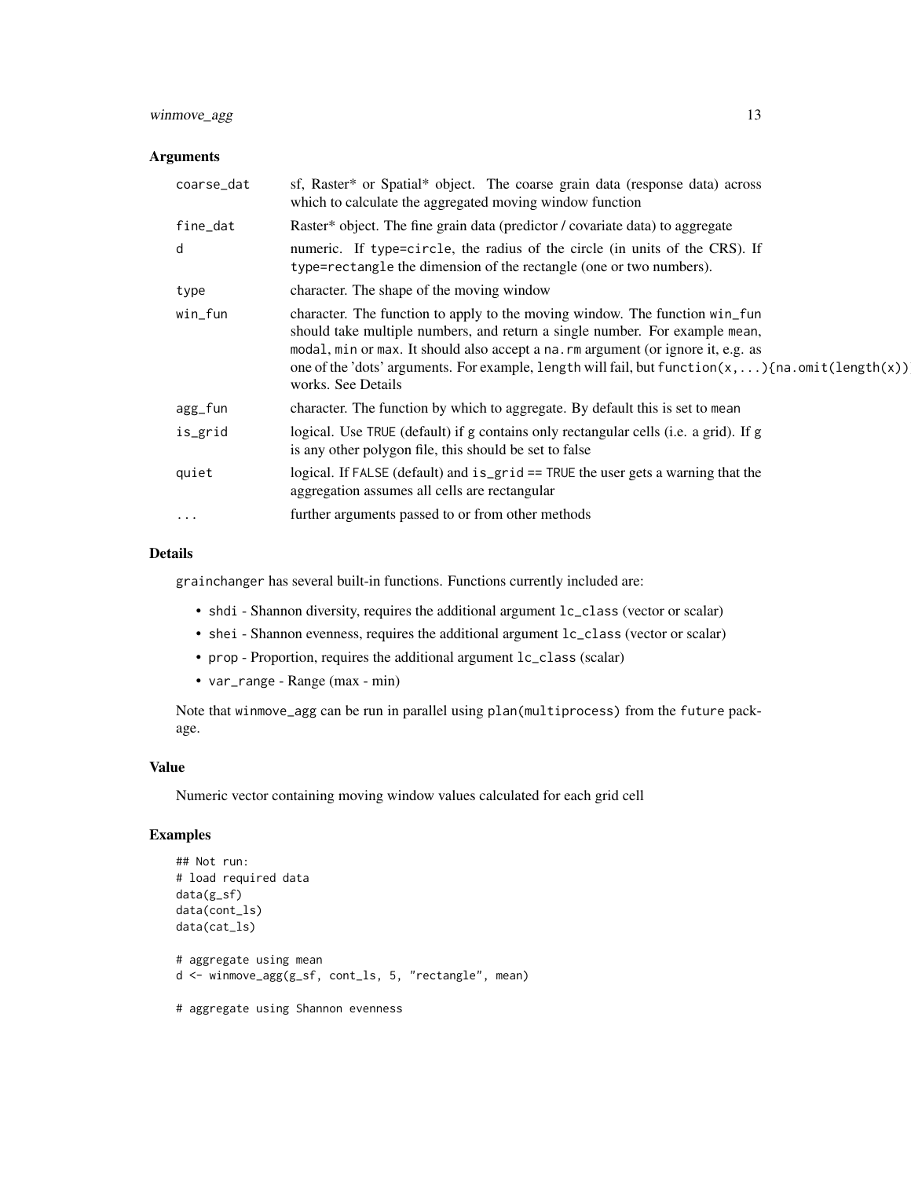## Arguments

| | |
|---|---|
| coarse_dat | sf, Raster* or Spatial* object. The coarse grain data (response data) across which to calculate the aggregated moving window function |
| fine_dat | Raster* object. The fine grain data (predictor / covariate data) to aggregate |
| d | numeric. If type=circle, the radius of the circle (in units of the CRS). If type=rectangle the dimension of the rectangle (one or two numbers). |
| type | character. The shape of the moving window |
| win_fun | character. The function to apply to the moving window. The function win_fun should take multiple numbers, and return a single number. For example mean, modal, min or max. It should also accept a na.rm argument (or ignore it, e.g. as one of the 'dots' arguments. For example, length will fail, but function(x,...){na.omit(length(x)) works. See Details |
| agg_fun | character. The function by which to aggregate. By default this is set to mean |
| is_grid | logical. Use TRUE (default) if g contains only rectangular cells (i.e. a grid). If g is any other polygon file, this should be set to false |
| quiet | logical. If FALSE (default) and is_grid == TRUE the user gets a warning that the aggregation assumes all cells are rectangular |
| ... | further arguments passed to or from other methods |

## Details

grainchanger has several built-in functions. Functions currently included are:

- shdi - Shannon diversity, requires the additional argument lc_class (vector or scalar)
- shei - Shannon evenness, requires the additional argument lc_class (vector or scalar)
- prop - Proportion, requires the additional argument lc_class (scalar)
- var_range - Range (max - min)

Note that winmove_agg can be run in parallel using plan(multiprocess) from the future package.

## Value

Numeric vector containing moving window values calculated for each grid cell

## Examples

```
## Not run:
# load required data
data(g_sf)
data(cont_ls)
data(cat_ls)

# aggregate using mean
d <- winmove_agg(g_sf, cont_ls, 5, "rectangle", mean)

# aggregate using Shannon evenness
```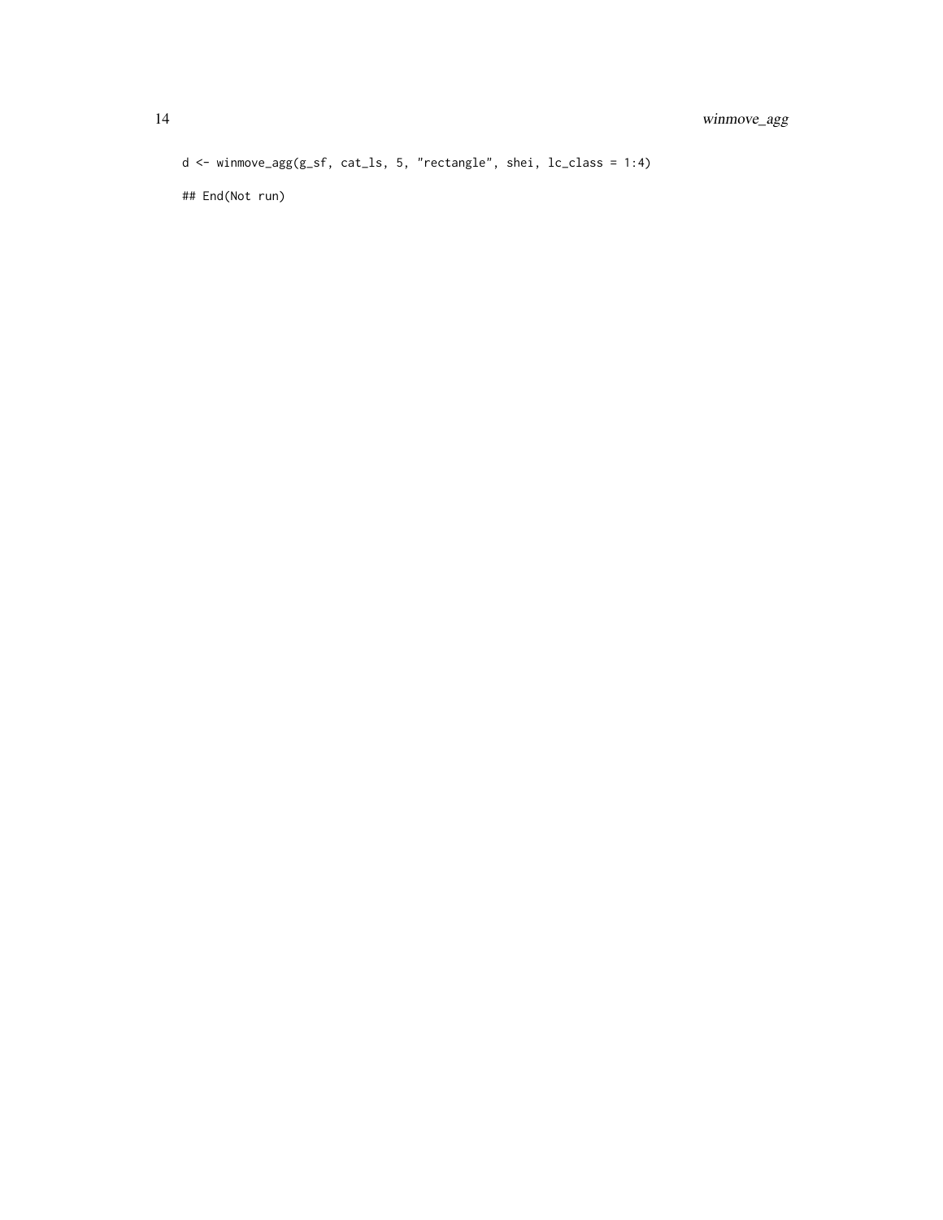```
d <- winmove_agg(g_sf, cat_ls, 5, "rectangle", shei, lc_class = 1:4)

## End(Not run)
```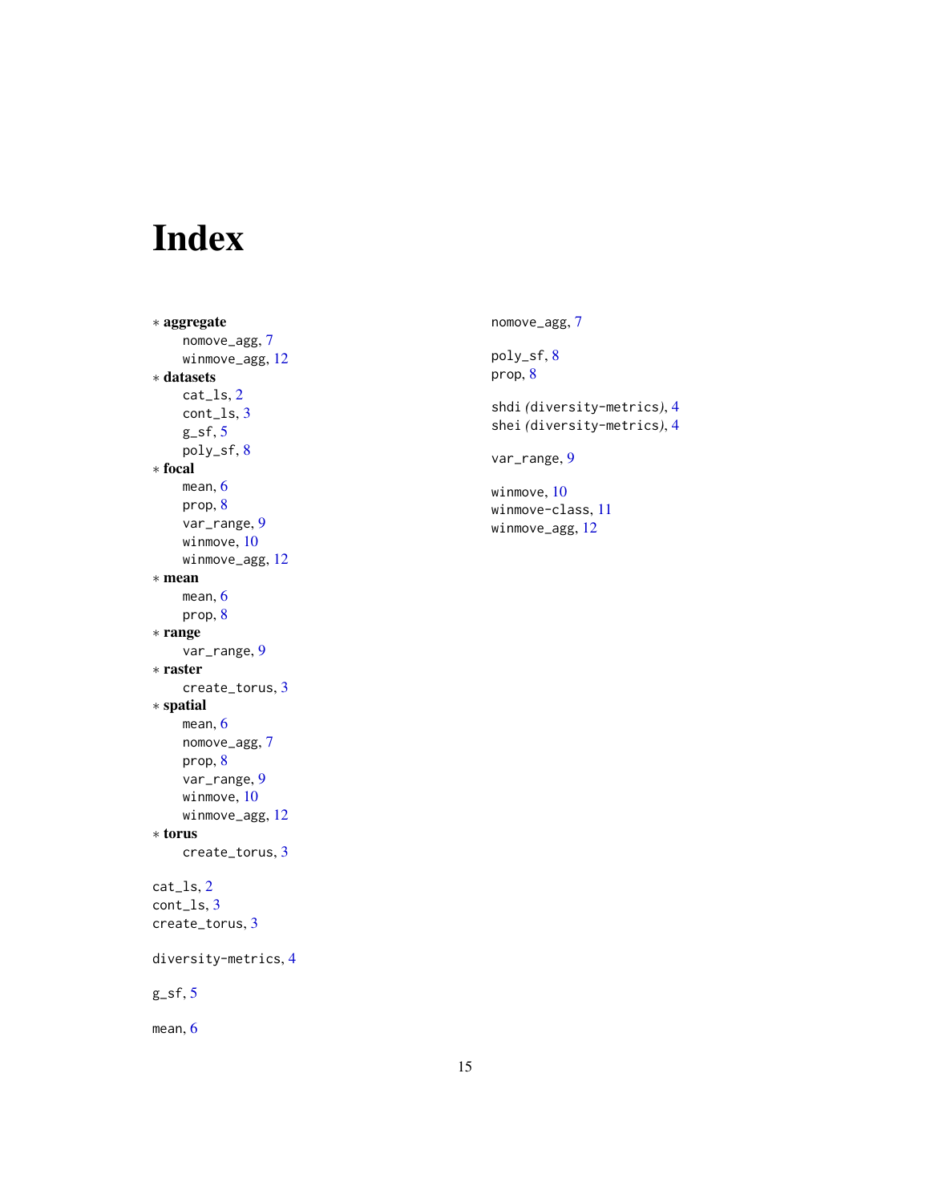# Index

* **aggregate**
    - nomove_agg, 7
    - winmove_agg, 12
* **datasets**
    - cat_ls, 2
    - cont_ls, 3
    - g_sf, 5
    - poly_sf, 8
* **focal**
    - mean, 6
    - prop, 8
    - var_range, 9
    - winmove, 10
    - winmove_agg, 12
* **mean**
    - mean, 6
    - prop, 8
* **range**
    - var_range, 9
* **raster**
    - create_torus, 3
* **spatial**
    - mean, 6
    - nomove_agg, 7
    - prop, 8
    - var_range, 9
    - winmove, 10
    - winmove_agg, 12
* **torus**
    - create_torus, 3

cat_ls, 2
cont_ls, 3
create_torus, 3

diversity-metrics, 4

g_sf, 5

mean, 6

nomove_agg, 7

poly_sf, 8
prop, 8

shdi *(diversity-metrics)*, 4
shei *(diversity-metrics)*, 4

var_range, 9

winmove, 10
winmove-class, 11
winmove_agg, 12